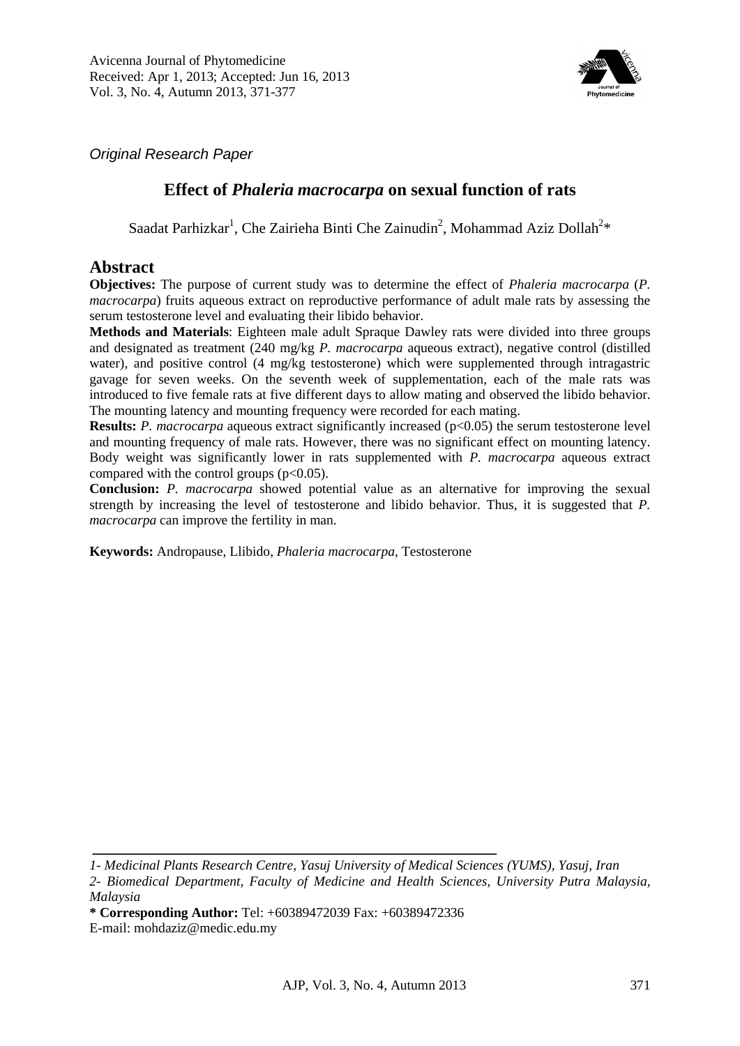Avicenna Journal of Phytomedicine
Received: Apr 1, 2013; Accepted: Jun 16, 2013
Vol. 3, No. 4, Autumn 2013, 371-377

*Original Research Paper*

# Effect of *Phaleria macrocarpa* on sexual function of rats

Saadat Parhizkar[1], Che Zairieha Binti Che Zainudin[2], Mohammad Aziz Dollah[2]*

## Abstract

**Objectives:** The purpose of current study was to determine the effect of *Phaleria macrocarpa* (*P. macrocarpa*) fruits aqueous extract on reproductive performance of adult male rats by assessing the serum testosterone level and evaluating their libido behavior.

**Methods and Materials**: Eighteen male adult Spraque Dawley rats were divided into three groups and designated as treatment (240 mg/kg *P. macrocarpa* aqueous extract), negative control (distilled water), and positive control (4 mg/kg testosterone) which were supplemented through intragastric gavage for seven weeks. On the seventh week of supplementation, each of the male rats was introduced to five female rats at five different days to allow mating and observed the libido behavior. The mounting latency and mounting frequency were recorded for each mating.

**Results:** *P. macrocarpa* aqueous extract significantly increased ($p<0.05$) the serum testosterone level and mounting frequency of male rats. However, there was no significant effect on mounting latency. Body weight was significantly lower in rats supplemented with *P. macrocarpa* aqueous extract compared with the control groups ($p<0.05$).

**Conclusion:** *P. macrocarpa* showed potential value as an alternative for improving the sexual strength by increasing the level of testosterone and libido behavior. Thus, it is suggested that *P. macrocarpa* can improve the fertility in man.

**Keywords:** Andropause, Llibido, *Phaleria macrocarpa*, Testosterone

---

*1- Medicinal Plants Research Centre, Yasuj University of Medical Sciences (YUMS), Yasuj, Iran*
*2- Biomedical Department, Faculty of Medicine and Health Sciences, University Putra Malaysia, Malaysia*
**\* Corresponding Author:** Tel: +60389472039 Fax: +60389472336
E-mail: mohdaziz@medic.edu.my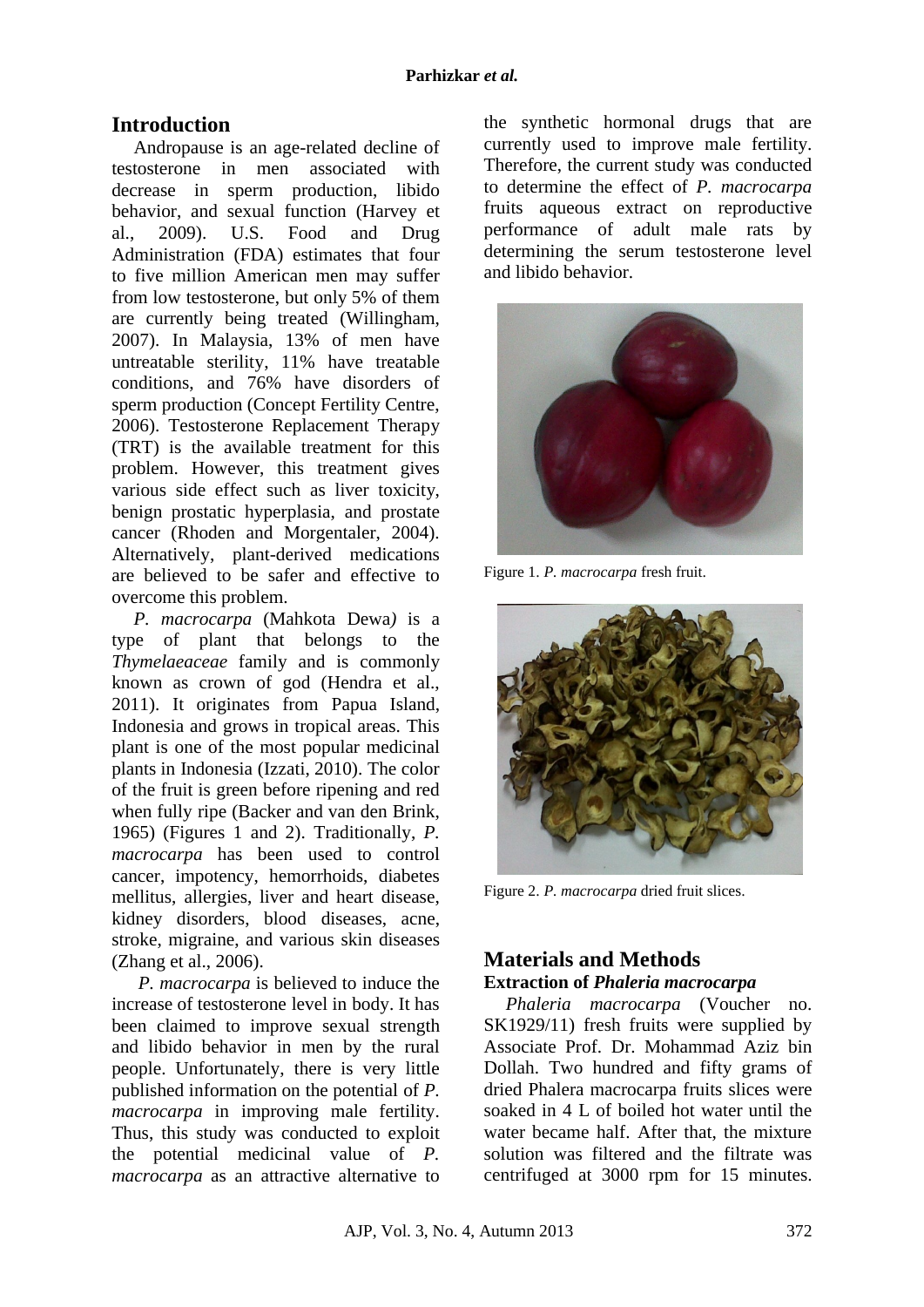## Introduction

Andropause is an age-related decline of testosterone in men associated with decrease in sperm production, libido behavior, and sexual function (Harvey et al., 2009). U.S. Food and Drug Administration (FDA) estimates that four to five million American men may suffer from low testosterone, but only 5% of them are currently being treated (Willingham, 2007). In Malaysia, 13% of men have untreatable sterility, 11% have treatable conditions, and 76% have disorders of sperm production (Concept Fertility Centre, 2006). Testosterone Replacement Therapy (TRT) is the available treatment for this problem. However, this treatment gives various side effect such as liver toxicity, benign prostatic hyperplasia, and prostate cancer (Rhoden and Morgentaler, 2004). Alternatively, plant-derived medications are believed to be safer and effective to overcome this problem.

*P. macrocarpa* (Mahkota Dewa*)* is a type of plant that belongs to the *Thymelaeaceae* family and is commonly known as crown of god (Hendra et al., 2011). It originates from Papua Island, Indonesia and grows in tropical areas. This plant is one of the most popular medicinal plants in Indonesia (Izzati, 2010). The color of the fruit is green before ripening and red when fully ripe (Backer and van den Brink, 1965) (Figures 1 and 2). Traditionally, *P. macrocarpa* has been used to control cancer, impotency, hemorrhoids, diabetes mellitus, allergies, liver and heart disease, kidney disorders, blood diseases, acne, stroke, migraine, and various skin diseases (Zhang et al., 2006).

*P. macrocarpa* is believed to induce the increase of testosterone level in body. It has been claimed to improve sexual strength and libido behavior in men by the rural people. Unfortunately, there is very little published information on the potential of *P. macrocarpa* in improving male fertility. Thus, this study was conducted to exploit the potential medicinal value of *P. macrocarpa* as an attractive alternative to the synthetic hormonal drugs that are currently used to improve male fertility. Therefore, the current study was conducted to determine the effect of *P. macrocarpa* fruits aqueous extract on reproductive performance of adult male rats by determining the serum testosterone level and libido behavior.

Figure 1. *P. macrocarpa* fresh fruit.

Figure 2. *P. macrocarpa* dried fruit slices.

## Materials and Methods

### Extraction of *Phaleria macrocarpa*

*Phaleria macrocarpa* (Voucher no. SK1929/11) fresh fruits were supplied by Associate Prof. Dr. Mohammad Aziz bin Dollah. Two hundred and fifty grams of dried Phalera macrocarpa fruits slices were soaked in 4 L of boiled hot water until the water became half. After that, the mixture solution was filtered and the filtrate was centrifuged at 3000 rpm for 15 minutes.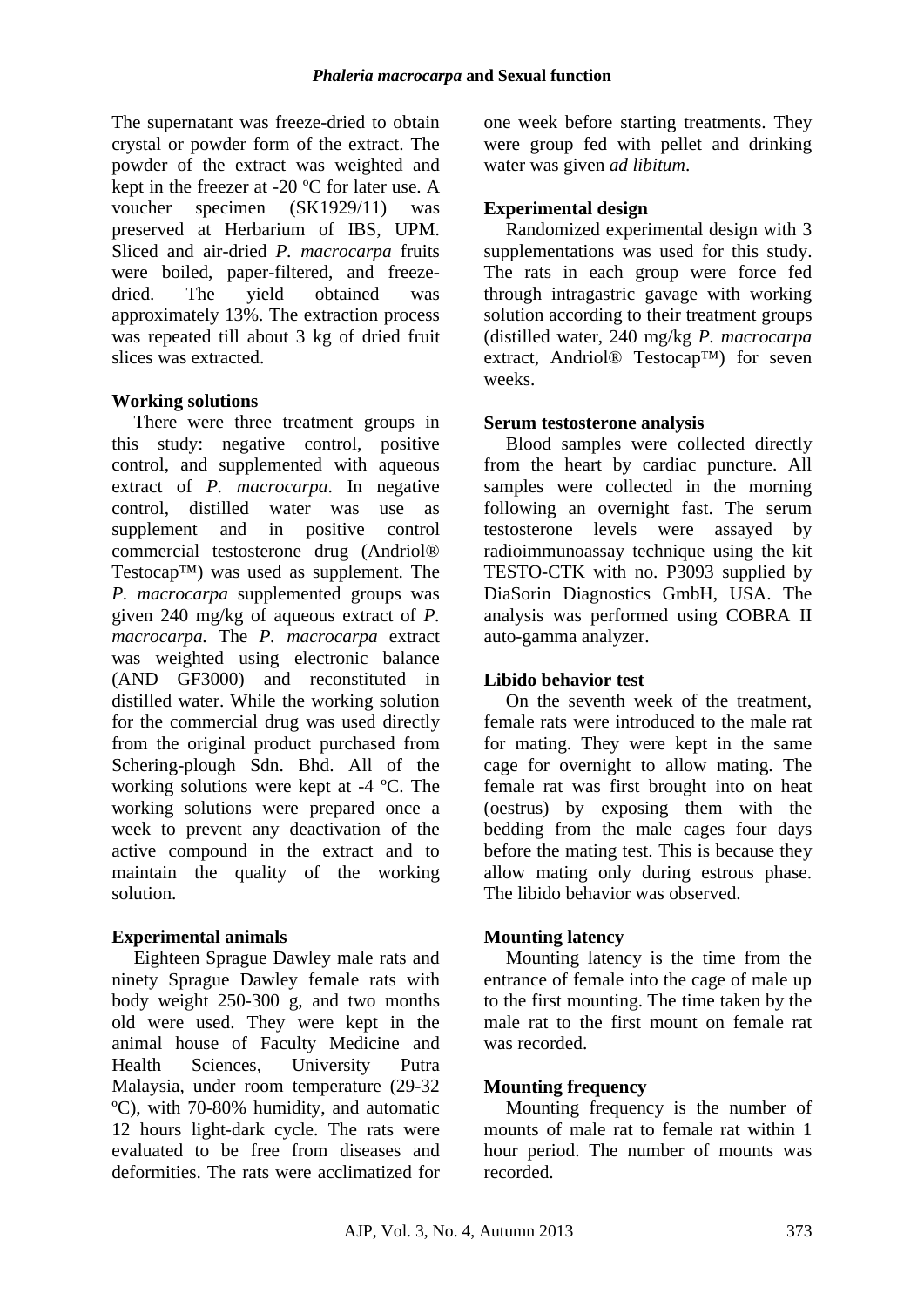The supernatant was freeze-dried to obtain crystal or powder form of the extract. The powder of the extract was weighted and kept in the freezer at -20 ºC for later use. A voucher specimen (SK1929/11) was preserved at Herbarium of IBS, UPM. Sliced and air-dried *P. macrocarpa* fruits were boiled, paper-filtered, and freeze-dried. The yield obtained was approximately 13%. The extraction process was repeated till about 3 kg of dried fruit slices was extracted.

**Working solutions**

There were three treatment groups in this study: negative control, positive control, and supplemented with aqueous extract of *P. macrocarpa*. In negative control, distilled water was use as supplement and in positive control commercial testosterone drug (Andriol® Testocap™) was used as supplement. The *P. macrocarpa* supplemented groups was given 240 mg/kg of aqueous extract of *P. macrocarpa*. The *P. macrocarpa* extract was weighted using electronic balance (AND GF3000) and reconstituted in distilled water. While the working solution for the commercial drug was used directly from the original product purchased from Schering-plough Sdn. Bhd. All of the working solutions were kept at -4 ºC. The working solutions were prepared once a week to prevent any deactivation of the active compound in the extract and to maintain the quality of the working solution.

**Experimental animals**

Eighteen Sprague Dawley male rats and ninety Sprague Dawley female rats with body weight 250-300 g, and two months old were used. They were kept in the animal house of Faculty Medicine and Health Sciences, University Putra Malaysia, under room temperature (29-32 ºC), with 70-80% humidity, and automatic 12 hours light-dark cycle. The rats were evaluated to be free from diseases and deformities. The rats were acclimatized for one week before starting treatments. They were group fed with pellet and drinking water was given *ad libitum*.

**Experimental design**

Randomized experimental design with 3 supplementations was used for this study. The rats in each group were force fed through intragastric gavage with working solution according to their treatment groups (distilled water, 240 mg/kg *P. macrocarpa* extract, Andriol® Testocap™) for seven weeks.

**Serum testosterone analysis**

Blood samples were collected directly from the heart by cardiac puncture. All samples were collected in the morning following an overnight fast. The serum testosterone levels were assayed by radioimmunoassay technique using the kit TESTO-CTK with no. P3093 supplied by DiaSorin Diagnostics GmbH, USA. The analysis was performed using COBRA II auto-gamma analyzer.

**Libido behavior test**

On the seventh week of the treatment, female rats were introduced to the male rat for mating. They were kept in the same cage for overnight to allow mating. The female rat was first brought into on heat (oestrus) by exposing them with the bedding from the male cages four days before the mating test. This is because they allow mating only during estrous phase. The libido behavior was observed.

**Mounting latency**

Mounting latency is the time from the entrance of female into the cage of male up to the first mounting. The time taken by the male rat to the first mount on female rat was recorded.

**Mounting frequency**

Mounting frequency is the number of mounts of male rat to female rat within 1 hour period. The number of mounts was recorded.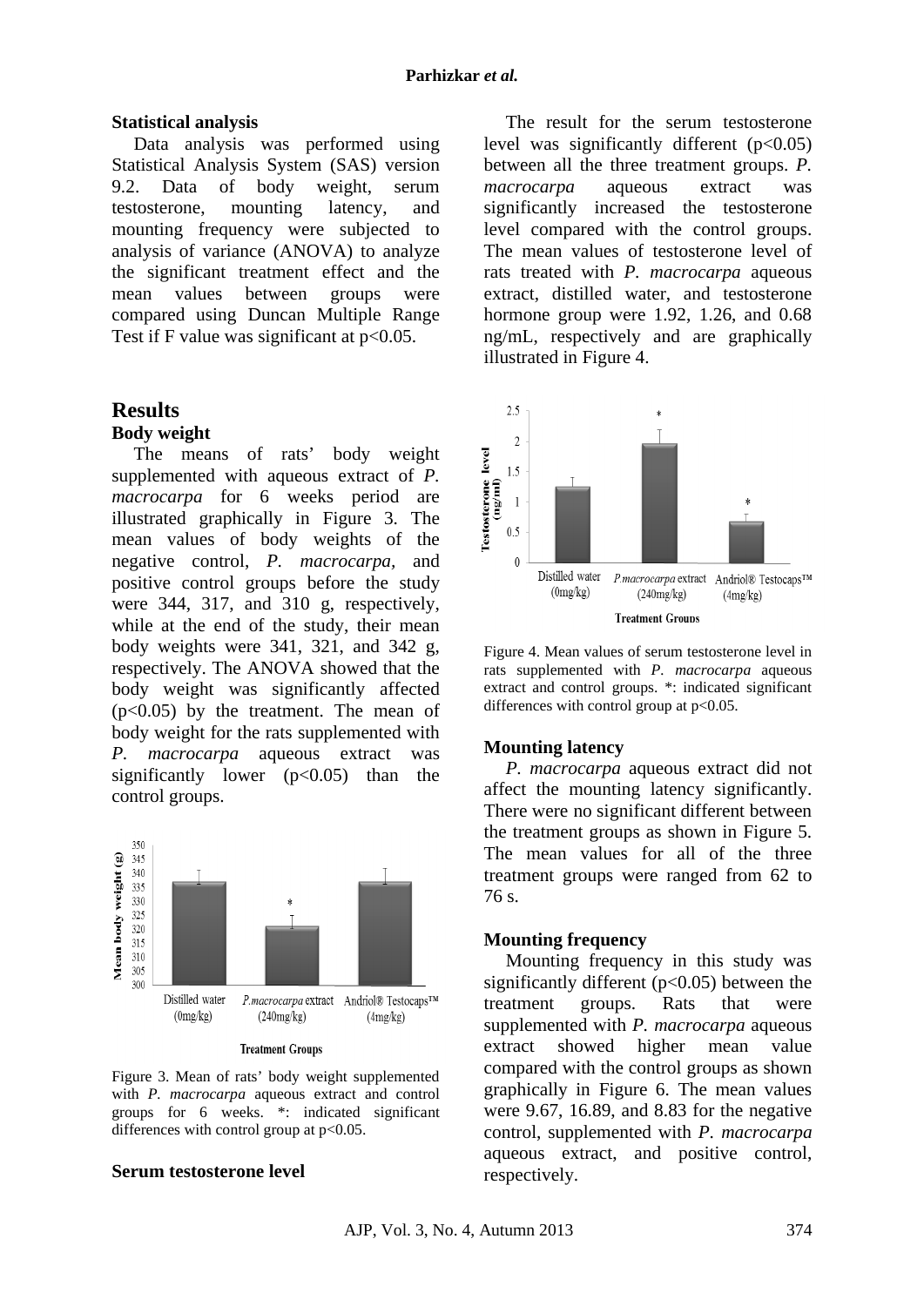### Statistical analysis

Data analysis was performed using Statistical Analysis System (SAS) version 9.2. Data of body weight, serum testosterone, mounting latency, and mounting frequency were subjected to analysis of variance (ANOVA) to analyze the significant treatment effect and the mean values between groups were compared using Duncan Multiple Range Test if F value was significant at $p<0.05$.

## Results

### Body weight

The means of rats' body weight supplemented with aqueous extract of *P. macrocarpa* for 6 weeks period are illustrated graphically in Figure 3. The mean values of body weights of the negative control, *P. macrocarpa*, and positive control groups before the study were 344, 317, and 310 g, respectively, while at the end of the study, their mean body weights were 341, 321, and 342 g, respectively. The ANOVA showed that the body weight was significantly affected ($p<0.05$) by the treatment. The mean of body weight for the rats supplemented with *P. macrocarpa* aqueous extract was significantly lower ($p<0.05$) than the control groups.

Figure 3. Mean of rats' body weight supplemented with *P. macrocarpa* aqueous extract and control groups for 6 weeks. *: indicated significant differences with control group at $p<0.05$.

### Serum testosterone level

The result for the serum testosterone level was significantly different ($p<0.05$) between all the three treatment groups. *P. macrocarpa* aqueous extract was significantly increased the testosterone level compared with the control groups. The mean values of testosterone level of rats treated with *P. macrocarpa* aqueous extract, distilled water, and testosterone hormone group were 1.92, 1.26, and 0.68 ng/mL, respectively and are graphically illustrated in Figure 4.

Figure 4. Mean values of serum testosterone level in rats supplemented with *P. macrocarpa* aqueous extract and control groups. *: indicated significant differences with control group at $p<0.05$.

### Mounting latency

*P. macrocarpa* aqueous extract did not affect the mounting latency significantly. There were no significant different between the treatment groups as shown in Figure 5. The mean values for all of the three treatment groups were ranged from 62 to 76 s.

### Mounting frequency

Mounting frequency in this study was significantly different ($p<0.05$) between the treatment groups. Rats that were supplemented with *P. macrocarpa* aqueous extract showed higher mean value compared with the control groups as shown graphically in Figure 6. The mean values were 9.67, 16.89, and 8.83 for the negative control, supplemented with *P. macrocarpa* aqueous extract, and positive control, respectively.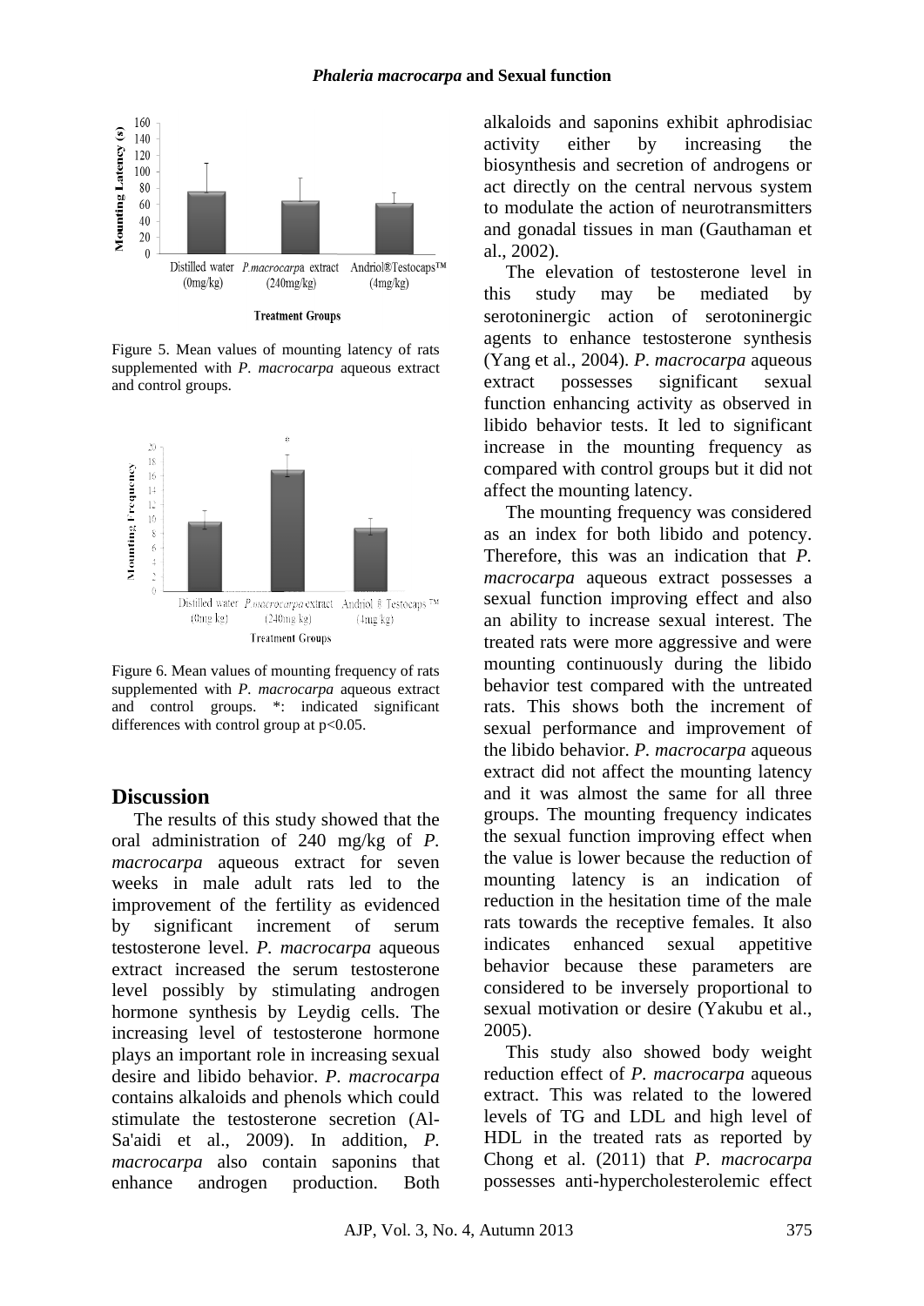Figure 5. Mean values of mounting latency of rats supplemented with *P. macrocarpa* aqueous extract and control groups.

Figure 6. Mean values of mounting frequency of rats supplemented with *P. macrocarpa* aqueous extract and control groups. *: indicated significant differences with control group at p<0.05.

## Discussion

The results of this study showed that the oral administration of 240 mg/kg of *P. macrocarpa* aqueous extract for seven weeks in male adult rats led to the improvement of the fertility as evidenced by significant increment of serum testosterone level. *P. macrocarpa* aqueous extract increased the serum testosterone level possibly by stimulating androgen hormone synthesis by Leydig cells. The increasing level of testosterone hormone plays an important role in increasing sexual desire and libido behavior. *P. macrocarpa* contains alkaloids and phenols which could stimulate the testosterone secretion (Al-Sa'aidi et al., 2009). In addition, *P. macrocarpa* also contain saponins that enhance androgen production. Both alkaloids and saponins exhibit aphrodisiac activity either by increasing the biosynthesis and secretion of androgens or act directly on the central nervous system to modulate the action of neurotransmitters and gonadal tissues in man (Gauthaman et al., 2002).

The elevation of testosterone level in this study may be mediated by serotoninergic action of serotoninergic agents to enhance testosterone synthesis (Yang et al., 2004). *P. macrocarpa* aqueous extract possesses significant sexual function enhancing activity as observed in libido behavior tests. It led to significant increase in the mounting frequency as compared with control groups but it did not affect the mounting latency.

The mounting frequency was considered as an index for both libido and potency. Therefore, this was an indication that *P. macrocarpa* aqueous extract possesses a sexual function improving effect and also an ability to increase sexual interest. The treated rats were more aggressive and were mounting continuously during the libido behavior test compared with the untreated rats. This shows both the increment of sexual performance and improvement of the libido behavior. *P. macrocarpa* aqueous extract did not affect the mounting latency and it was almost the same for all three groups. The mounting frequency indicates the sexual function improving effect when the value is lower because the reduction of mounting latency is an indication of reduction in the hesitation time of the male rats towards the receptive females. It also indicates enhanced sexual appetitive behavior because these parameters are considered to be inversely proportional to sexual motivation or desire (Yakubu et al., 2005).

This study also showed body weight reduction effect of *P. macrocarpa* aqueous extract. This was related to the lowered levels of TG and LDL and high level of HDL in the treated rats as reported by Chong et al. (2011) that *P. macrocarpa* possesses anti-hypercholesterolemic effect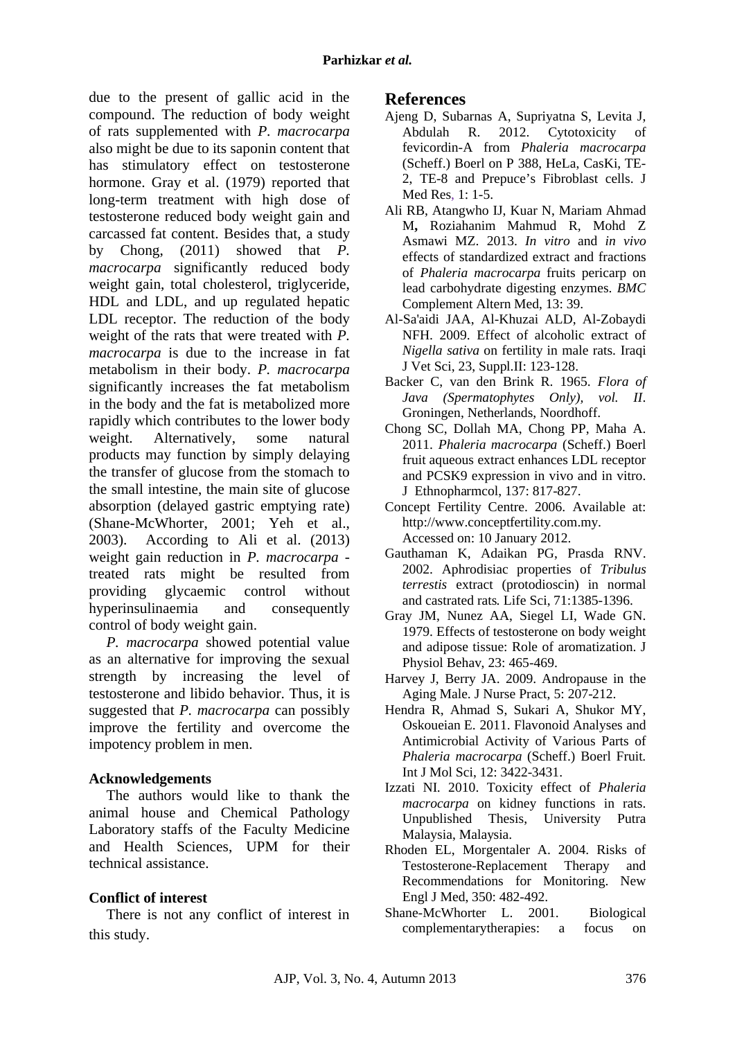due to the present of gallic acid in the compound. The reduction of body weight of rats supplemented with *P. macrocarpa* also might be due to its saponin content that has stimulatory effect on testosterone hormone. Gray et al. (1979) reported that long-term treatment with high dose of testosterone reduced body weight gain and carcassed fat content. Besides that, a study by Chong, (2011) showed that *P. macrocarpa* significantly reduced body weight gain, total cholesterol, triglyceride, HDL and LDL, and up regulated hepatic LDL receptor. The reduction of the body weight of the rats that were treated with *P. macrocarpa* is due to the increase in fat metabolism in their body. *P. macrocarpa* significantly increases the fat metabolism in the body and the fat is metabolized more rapidly which contributes to the lower body weight. Alternatively, some natural products may function by simply delaying the transfer of glucose from the stomach to the small intestine, the main site of glucose absorption (delayed gastric emptying rate) (Shane-McWhorter, 2001; Yeh et al., 2003). According to Ali et al. (2013) weight gain reduction in *P. macrocarpa* - treated rats might be resulted from providing glycaemic control without hyperinsulinaemia and consequently control of body weight gain.

*P. macrocarpa* showed potential value as an alternative for improving the sexual strength by increasing the level of testosterone and libido behavior. Thus, it is suggested that *P. macrocarpa* can possibly improve the fertility and overcome the impotency problem in men.

### Acknowledgements

The authors would like to thank the animal house and Chemical Pathology Laboratory staffs of the Faculty Medicine and Health Sciences, UPM for their technical assistance.

### Conflict of interest

There is not any conflict of interest in this study.

## References

Ajeng D, Subarnas A, Supriyatna S, Levita J, Abdulah R. 2012. Cytotoxicity of fevicordin-A from *Phaleria macrocarpa* (Scheff.) Boerl on P 388, HeLa, CasKi, TE-2, TE-8 and Prepuce's Fibroblast cells. J Med Res, 1: 1-5.

Ali RB, Atangwho IJ, Kuar N, Mariam Ahmad M**,** Roziahanim Mahmud R, Mohd Z Asmawi MZ. 2013. *In vitro* and *in vivo* effects of standardized extract and fractions of *Phaleria macrocarpa* fruits pericarp on lead carbohydrate digesting enzymes. *BMC* Complement Altern Med, 13: 39.

Al-Sa'aidi JAA, Al-Khuzai ALD, Al-Zobaydi NFH. 2009. Effect of alcoholic extract of *Nigella sativa* on fertility in male rats. Iraqi J Vet Sci, 23, Suppl.II: 123-128.

Backer C, van den Brink R. 1965. *Flora of Java (Spermatophytes Only), vol. II*. Groningen, Netherlands, Noordhoff.

Chong SC, Dollah MA, Chong PP, Maha A. 2011. *Phaleria macrocarpa* (Scheff.) Boerl fruit aqueous extract enhances LDL receptor and PCSK9 expression in vivo and in vitro. J Ethnopharmcol, 137: 817-827.

Concept Fertility Centre. 2006. Available at: http://www.conceptfertility.com.my. Accessed on: 10 January 2012.

Gauthaman K, Adaikan PG, Prasda RNV. 2002. Aphrodisiac properties of *Tribulus terrestis* extract (protodioscin) in normal and castrated rats. Life Sci, 71:1385-1396.

Gray JM, Nunez AA, Siegel LI, Wade GN. 1979. Effects of testosterone on body weight and adipose tissue: Role of aromatization. J Physiol Behav, 23: 465-469.

Harvey J, Berry JA. 2009. Andropause in the Aging Male. J Nurse Pract, 5: 207-212.

Hendra R, Ahmad S, Sukari A, Shukor MY, Oskoueian E. 2011. Flavonoid Analyses and Antimicrobial Activity of Various Parts of *Phaleria macrocarpa* (Scheff.) Boerl Fruit. Int J Mol Sci, 12: 3422-3431.

Izzati NI. 2010. Toxicity effect of *Phaleria macrocarpa* on kidney functions in rats. Unpublished Thesis, University Putra Malaysia, Malaysia.

Rhoden EL, Morgentaler A. 2004. Risks of Testosterone-Replacement Therapy and Recommendations for Monitoring. New Engl J Med, 350: 482-492.

Shane-McWhorter L. 2001. Biological complementarytherapies: a focus on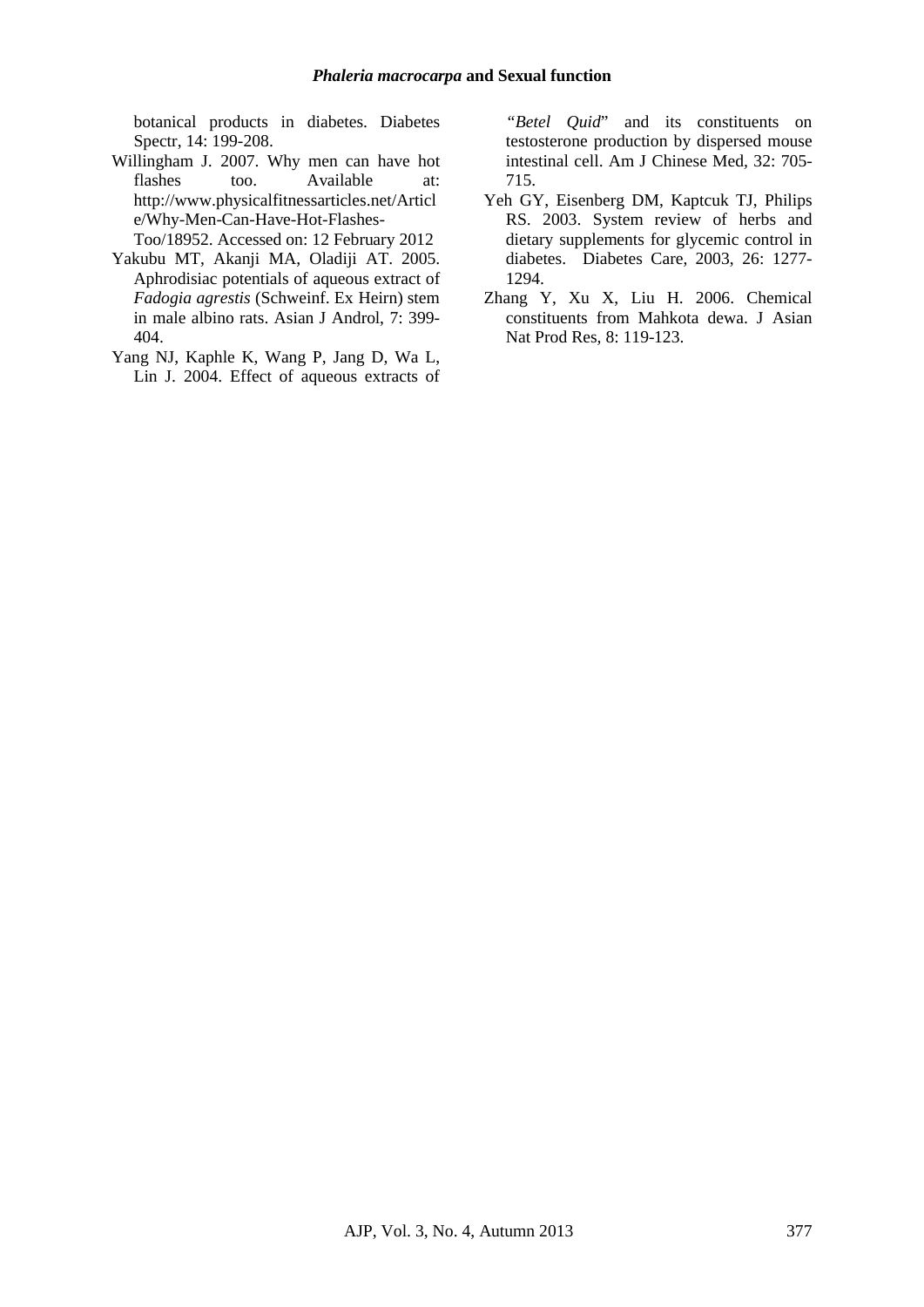botanical products in diabetes. Diabetes Spectr, 14: 199-208.

Willingham J. 2007. Why men can have hot flashes too. Available at: http://www.physicalfitnessarticles.net/Article/Why-Men-Can-Have-Hot-Flashes-Too/18952. Accessed on: 12 February 2012

Yakubu MT, Akanji MA, Oladiji AT. 2005. Aphrodisiac potentials of aqueous extract of *Fadogia agrestis* (Schweinf. Ex Heirn) stem in male albino rats. Asian J Androl, 7: 399-404.

Yang NJ, Kaphle K, Wang P, Jang D, Wa L, Lin J. 2004. Effect of aqueous extracts of *"Betel Quid"* and its constituents on testosterone production by dispersed mouse intestinal cell. Am J Chinese Med, 32: 705-715.

Yeh GY, Eisenberg DM, Kaptcuk TJ, Philips RS. 2003. System review of herbs and dietary supplements for glycemic control in diabetes. Diabetes Care, 2003, 26: 1277-1294.

Zhang Y, Xu X, Liu H. 2006. Chemical constituents from Mahkota dewa. J Asian Nat Prod Res, 8: 119-123.